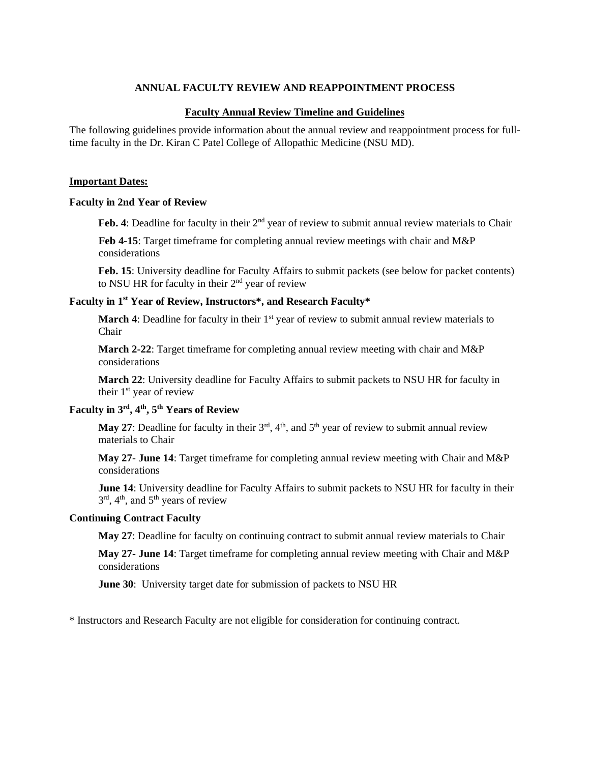# ANNUAL FACULTY REVIEW AND REAPPOINTMENT PROCESS

## Faculty Annual Review Timeline and Guidelines

The following guidelines provide information about the annual review and reappointment process for full-time faculty in the Dr. Kiran C Patel College of Allopathic Medicine (NSU MD).

### Important Dates:

**Faculty in 2nd Year of Review**

**Feb. 4**: Deadline for faculty in their 2nd year of review to submit annual review materials to Chair

**Feb 4-15**: Target timeframe for completing annual review meetings with chair and M&P considerations

**Feb. 15**: University deadline for Faculty Affairs to submit packets (see below for packet contents) to NSU HR for faculty in their 2nd year of review

**Faculty in 1st Year of Review, Instructors*, and Research Faculty***

**March 4**: Deadline for faculty in their 1st year of review to submit annual review materials to Chair

**March 2-22**: Target timeframe for completing annual review meeting with chair and M&P considerations

**March 22**: University deadline for Faculty Affairs to submit packets to NSU HR for faculty in their 1st year of review

**Faculty in 3rd, 4th, 5th Years of Review**

**May 27**: Deadline for faculty in their 3rd, 4th, and 5th year of review to submit annual review materials to Chair

**May 27- June 14**: Target timeframe for completing annual review meeting with Chair and M&P considerations

**June 14**: University deadline for Faculty Affairs to submit packets to NSU HR for faculty in their 3rd, 4th, and 5th years of review

**Continuing Contract Faculty**

**May 27**: Deadline for faculty on continuing contract to submit annual review materials to Chair

**May 27- June 14**: Target timeframe for completing annual review meeting with Chair and M&P considerations

**June 30**: University target date for submission of packets to NSU HR

* Instructors and Research Faculty are not eligible for consideration for continuing contract.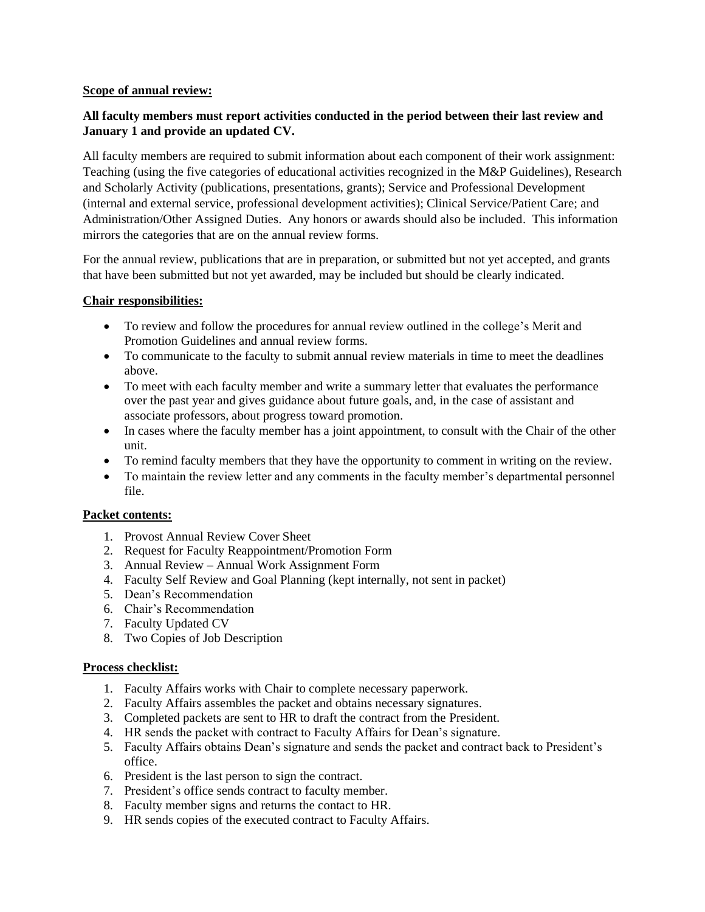**Scope of annual review:**

**All faculty members must report activities conducted in the period between their last review and January 1 and provide an updated CV.**

All faculty members are required to submit information about each component of their work assignment: Teaching (using the five categories of educational activities recognized in the M&P Guidelines), Research and Scholarly Activity (publications, presentations, grants); Service and Professional Development (internal and external service, professional development activities); Clinical Service/Patient Care; and Administration/Other Assigned Duties. Any honors or awards should also be included. This information mirrors the categories that are on the annual review forms.

For the annual review, publications that are in preparation, or submitted but not yet accepted, and grants that have been submitted but not yet awarded, may be included but should be clearly indicated.

**Chair responsibilities:**

- To review and follow the procedures for annual review outlined in the college's Merit and Promotion Guidelines and annual review forms.
- To communicate to the faculty to submit annual review materials in time to meet the deadlines above.
- To meet with each faculty member and write a summary letter that evaluates the performance over the past year and gives guidance about future goals, and, in the case of assistant and associate professors, about progress toward promotion.
- In cases where the faculty member has a joint appointment, to consult with the Chair of the other unit.
- To remind faculty members that they have the opportunity to comment in writing on the review.
- To maintain the review letter and any comments in the faculty member's departmental personnel file.

**Packet contents:**

1. Provost Annual Review Cover Sheet
2. Request for Faculty Reappointment/Promotion Form
3. Annual Review – Annual Work Assignment Form
4. Faculty Self Review and Goal Planning (kept internally, not sent in packet)
5. Dean's Recommendation
6. Chair's Recommendation
7. Faculty Updated CV
8. Two Copies of Job Description

**Process checklist:**

1. Faculty Affairs works with Chair to complete necessary paperwork.
2. Faculty Affairs assembles the packet and obtains necessary signatures.
3. Completed packets are sent to HR to draft the contract from the President.
4. HR sends the packet with contract to Faculty Affairs for Dean's signature.
5. Faculty Affairs obtains Dean's signature and sends the packet and contract back to President's office.
6. President is the last person to sign the contract.
7. President's office sends contract to faculty member.
8. Faculty member signs and returns the contact to HR.
9. HR sends copies of the executed contract to Faculty Affairs.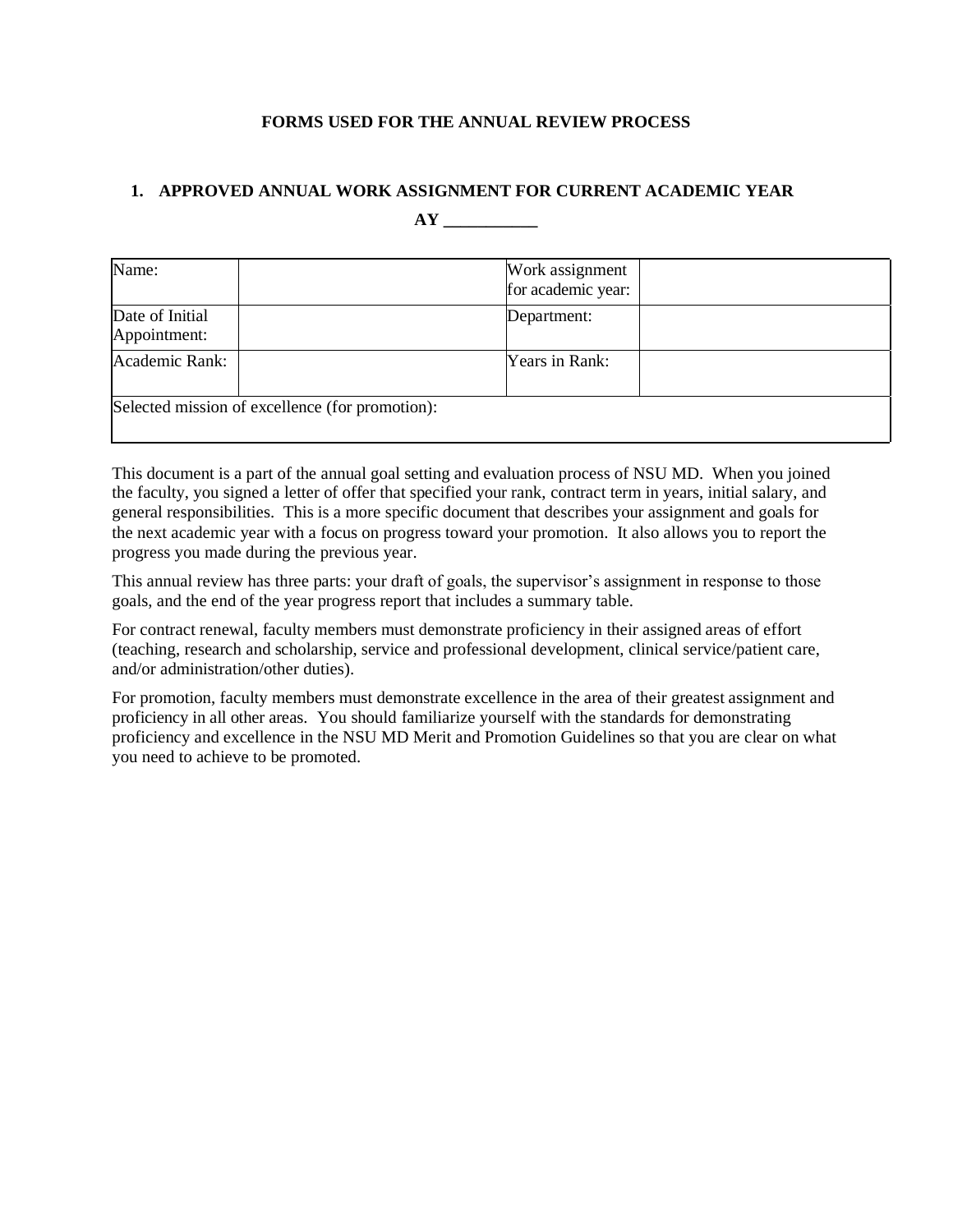**FORMS USED FOR THE ANNUAL REVIEW PROCESS**

## 1. APPROVED ANNUAL WORK ASSIGNMENT FOR CURRENT ACADEMIC YEAR

**AY \_\_\_\_\_\_\_\_\_\_\_**

| Name: | | Work assignment for academic year: | |
|---|---|---|---|
| Date of Initial Appointment: | | Department: | |
| Academic Rank: | | Years in Rank: | |
| Selected mission of excellence (for promotion): | | | |

This document is a part of the annual goal setting and evaluation process of NSU MD. When you joined the faculty, you signed a letter of offer that specified your rank, contract term in years, initial salary, and general responsibilities. This is a more specific document that describes your assignment and goals for the next academic year with a focus on progress toward your promotion. It also allows you to report the progress you made during the previous year.

This annual review has three parts: your draft of goals, the supervisor's assignment in response to those goals, and the end of the year progress report that includes a summary table.

For contract renewal, faculty members must demonstrate proficiency in their assigned areas of effort (teaching, research and scholarship, service and professional development, clinical service/patient care, and/or administration/other duties).

For promotion, faculty members must demonstrate excellence in the area of their greatest assignment and proficiency in all other areas. You should familiarize yourself with the standards for demonstrating proficiency and excellence in the NSU MD Merit and Promotion Guidelines so that you are clear on what you need to achieve to be promoted.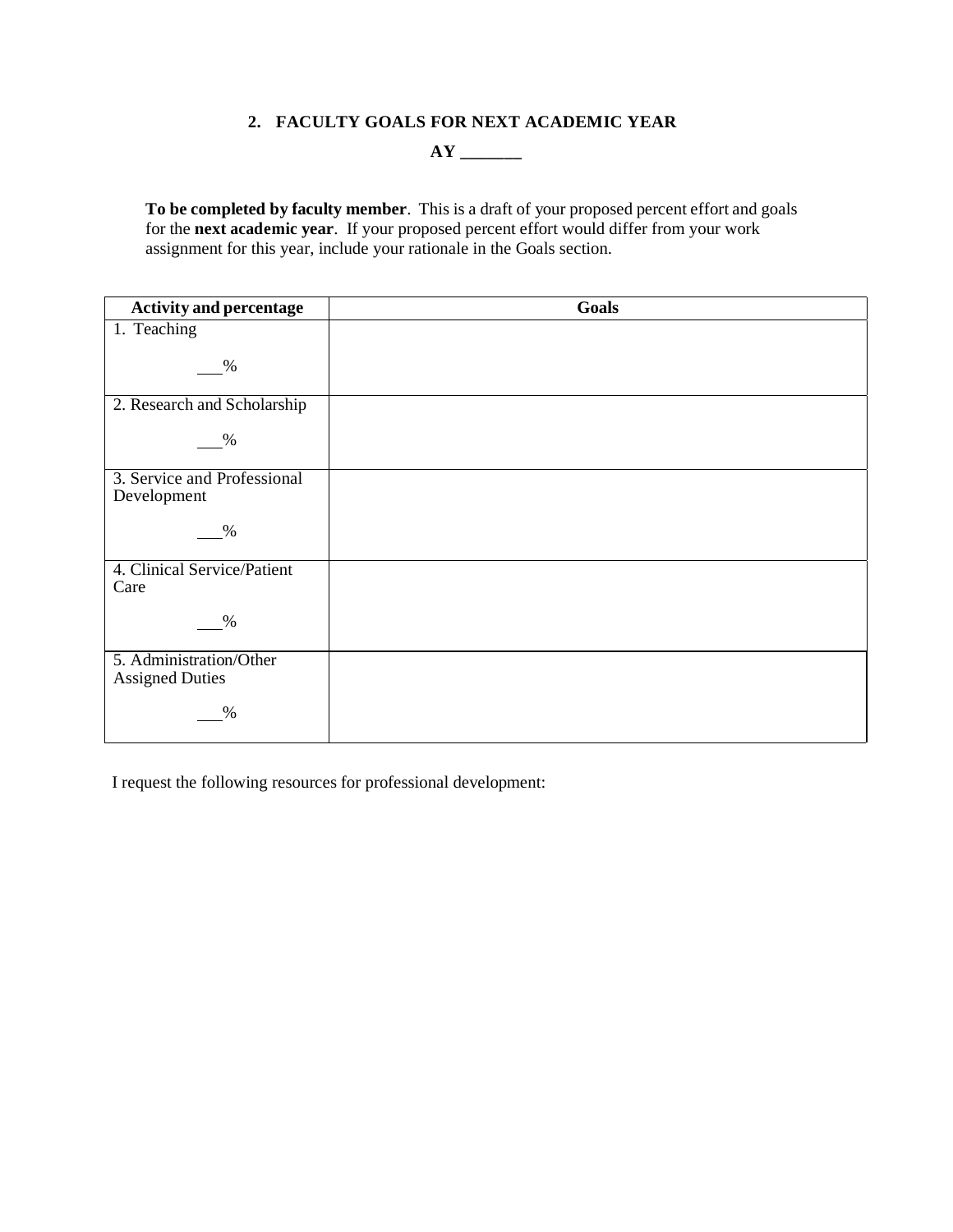## 2. FACULTY GOALS FOR NEXT ACADEMIC YEAR

**AY _______**

**To be completed by faculty member**. This is a draft of your proposed percent effort and goals for the **next academic year**. If your proposed percent effort would differ from your work assignment for this year, include your rationale in the Goals section.

| Activity and percentage | Goals |
|---|---|
| 1. Teaching<br><br>___% | |
| 2. Research and Scholarship<br><br>___% | |
| 3. Service and Professional Development<br><br>___% | |
| 4. Clinical Service/Patient Care<br><br>___% | |
| 5. Administration/Other Assigned Duties<br><br>___% | |

I request the following resources for professional development: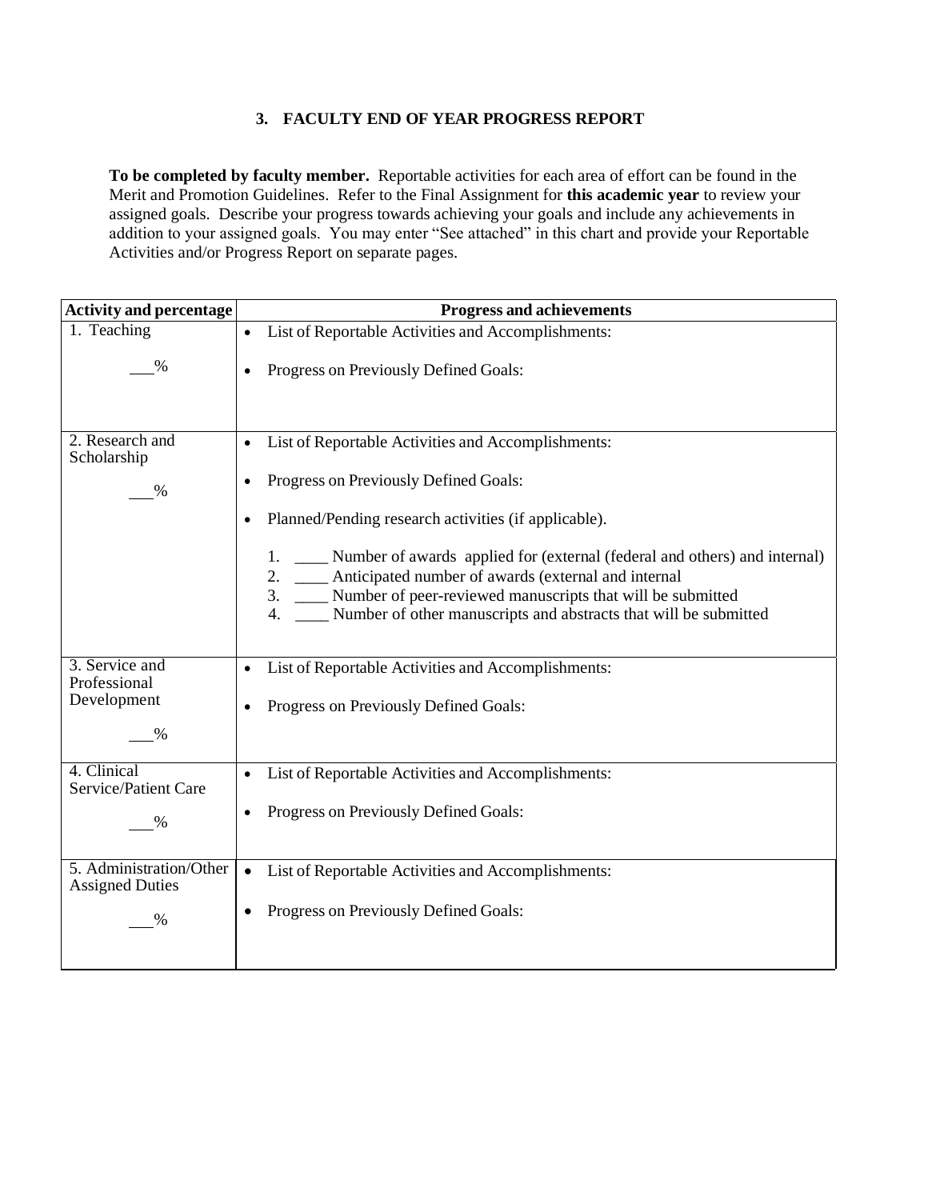### 3. FACULTY END OF YEAR PROGRESS REPORT

**To be completed by faculty member.** Reportable activities for each area of effort can be found in the Merit and Promotion Guidelines. Refer to the Final Assignment for **this academic year** to review your assigned goals. Describe your progress towards achieving your goals and include any achievements in addition to your assigned goals. You may enter "See attached" in this chart and provide your Reportable Activities and/or Progress Report on separate pages.

| Activity and percentage | Progress and achievements |
|---|---|
| 1. Teaching<br><br>___% | • List of Reportable Activities and Accomplishments:<br><br>• Progress on Previously Defined Goals: |
| 2. Research and Scholarship<br><br>___% | • List of Reportable Activities and Accomplishments:<br><br>• Progress on Previously Defined Goals:<br><br>• Planned/Pending research activities (if applicable).<br><br>1. ____ Number of awards applied for (external (federal and others) and internal)<br>2. ____ Anticipated number of awards (external and internal<br>3. ____ Number of peer-reviewed manuscripts that will be submitted<br>4. ____ Number of other manuscripts and abstracts that will be submitted |
| 3. Service and Professional Development<br><br>___% | • List of Reportable Activities and Accomplishments:<br><br>• Progress on Previously Defined Goals: |
| 4. Clinical Service/Patient Care<br><br>___% | • List of Reportable Activities and Accomplishments:<br><br>• Progress on Previously Defined Goals: |
| 5. Administration/Other Assigned Duties<br><br>___% | • List of Reportable Activities and Accomplishments:<br><br>• Progress on Previously Defined Goals: |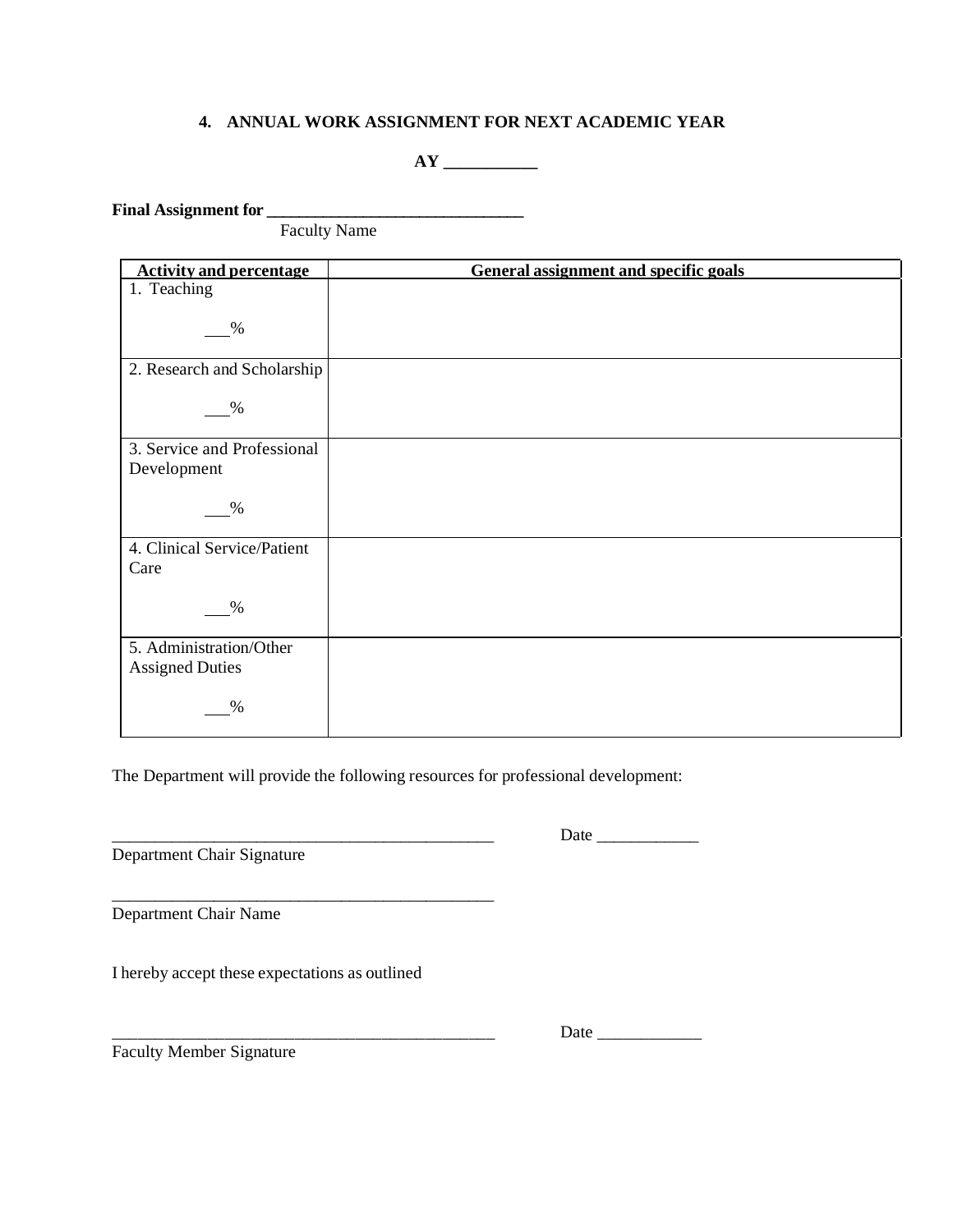### 4. ANNUAL WORK ASSIGNMENT FOR NEXT ACADEMIC YEAR

**AY \_\_\_\_\_\_\_\_\_\_\_**

**Final Assignment for \_\_\_\_\_\_\_\_\_\_\_\_\_\_\_\_\_\_\_\_\_\_\_\_\_\_\_\_\_\_**
Faculty Name

| Activity and percentage | General assignment and specific goals |
|---|---|
| 1. Teaching<br><br>\_\_\_% | |
| 2. Research and Scholarship<br><br>\_\_\_% | |
| 3. Service and Professional Development<br><br>\_\_\_% | |
| 4. Clinical Service/Patient Care<br><br>\_\_\_% | |
| 5. Administration/Other Assigned Duties<br><br>\_\_\_% | |

The Department will provide the following resources for professional development:

\_\_\_\_\_\_\_\_\_\_\_\_\_\_\_\_\_\_\_\_\_\_\_\_\_\_\_\_\_\_\_\_\_\_\_\_\_\_\_\_\_\_\_\_\_\_ Date \_\_\_\_\_\_\_\_\_\_\_\_
Department Chair Signature

\_\_\_\_\_\_\_\_\_\_\_\_\_\_\_\_\_\_\_\_\_\_\_\_\_\_\_\_\_\_\_\_\_\_\_\_\_\_\_\_\_\_\_\_\_\_
Department Chair Name

I hereby accept these expectations as outlined

\_\_\_\_\_\_\_\_\_\_\_\_\_\_\_\_\_\_\_\_\_\_\_\_\_\_\_\_\_\_\_\_\_\_\_\_\_\_\_\_\_\_\_\_\_\_ Date \_\_\_\_\_\_\_\_\_\_\_\_
Faculty Member Signature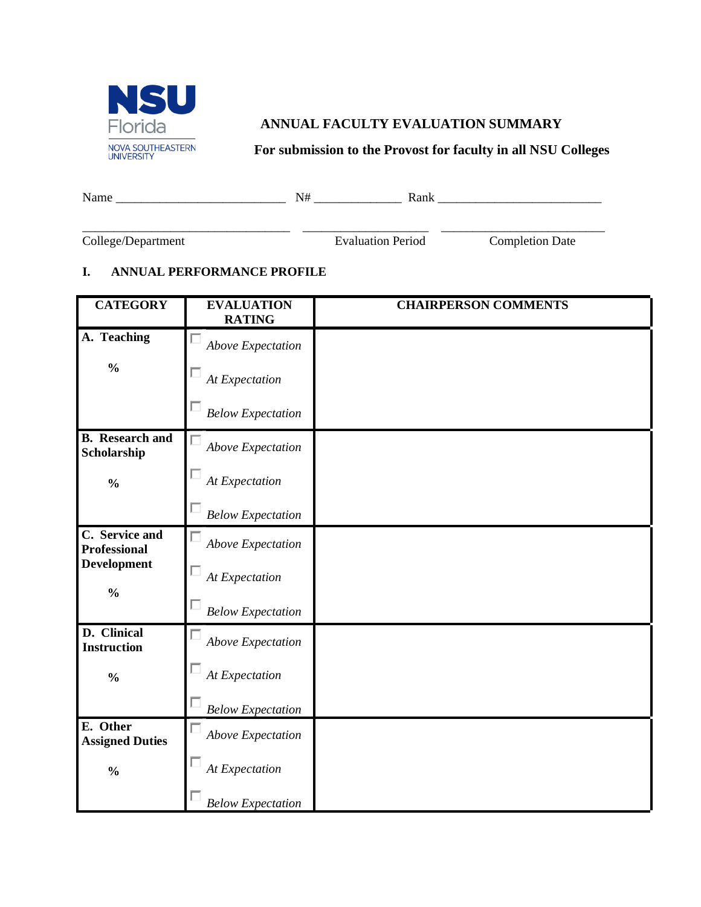NSU Florida
NOVA SOUTHEASTERN UNIVERSITY

## ANNUAL FACULTY EVALUATION SUMMARY

**For submission to the Provost for faculty in all NSU Colleges**

Name ___________________________ N# ______________ Rank __________________________

_________________________________ ____________________ _________________________
College/Department Evaluation Period Completion Date

### I. ANNUAL PERFORMANCE PROFILE

| CATEGORY | EVALUATION RATING | CHAIRPERSON COMMENTS |
|---|---|---|
| **A. Teaching**<br><br>**%** | ☐ *Above Expectation*<br>☐ *At Expectation*<br>☐ *Below Expectation* | |
| **B. Research and Scholarship**<br><br>**%** | ☐ *Above Expectation*<br>☐ *At Expectation*<br>☐ *Below Expectation* | |
| **C. Service and Professional Development**<br><br>**%** | ☐ *Above Expectation*<br>☐ *At Expectation*<br>☐ *Below Expectation* | |
| **D. Clinical Instruction**<br><br>**%** | ☐ *Above Expectation*<br>☐ *At Expectation*<br>☐ *Below Expectation* | |
| **E. Other Assigned Duties**<br><br>**%** | ☐ *Above Expectation*<br>☐ *At Expectation*<br>☐ *Below Expectation* | |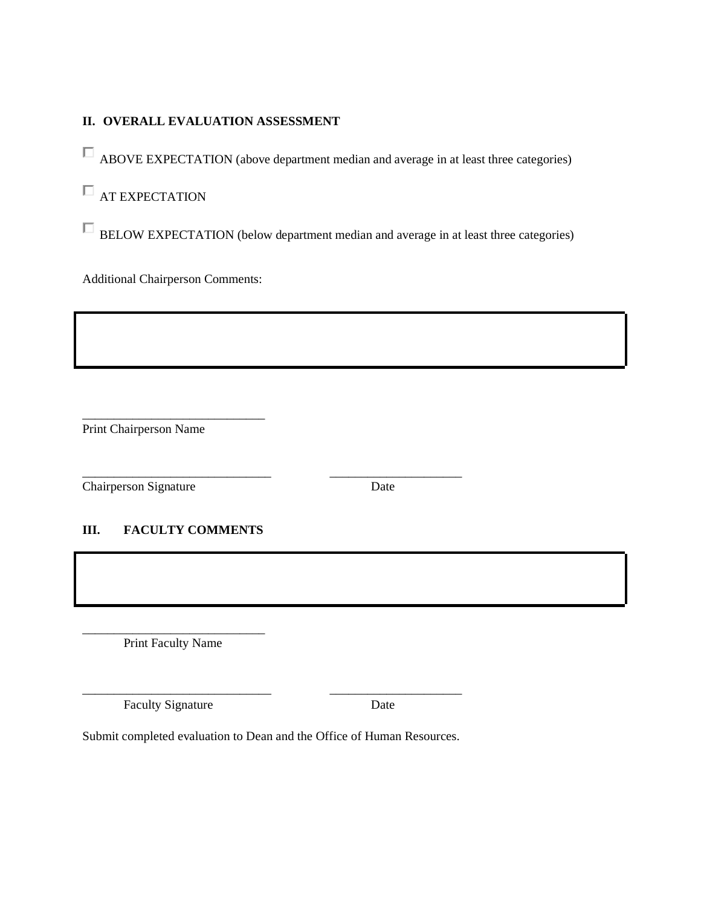**II. OVERALL EVALUATION ASSESSMENT**

☐ ABOVE EXPECTATION (above department median and average in at least three categories)

☐ AT EXPECTATION

☐ BELOW EXPECTATION (below department median and average in at least three categories)

Additional Chairperson Comments:

| |
|---|
| |

______________________________
Print Chairperson Name

______________________________ ______________________
Chairperson Signature Date

**III. FACULTY COMMENTS**

| |
|---|
| |

______________________________
Print Faculty Name

______________________________ ______________________
Faculty Signature Date

Submit completed evaluation to Dean and the Office of Human Resources.